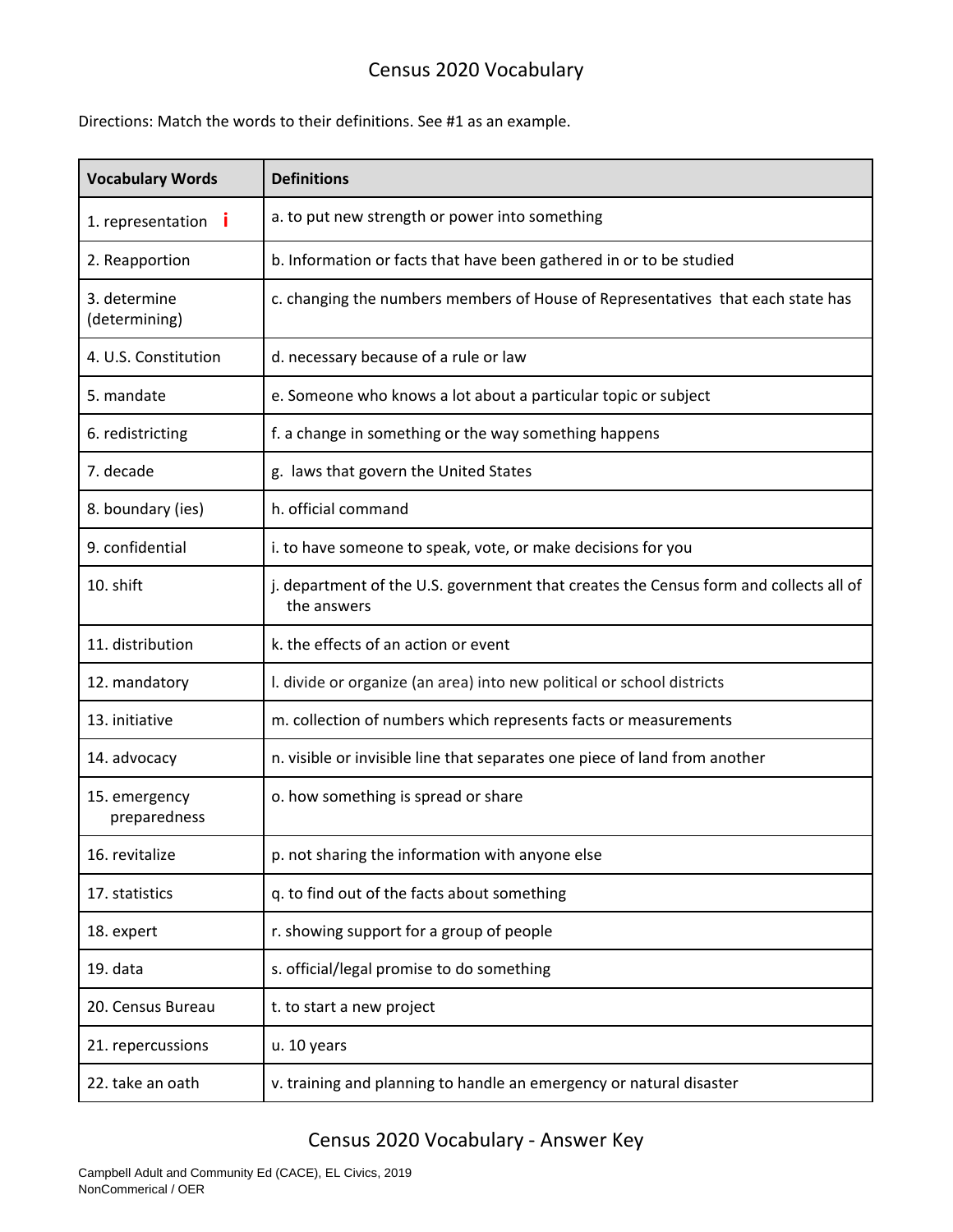# Census 2020 Vocabulary

Directions: Match the words to their definitions. See #1 as an example.

| Vocabulary Words | Definitions |
|---|---|
| 1. representation **i** | a. to put new strength or power into something |
| 2. Reapportion | b. Information or facts that have been gathered in or to be studied |
| 3. determine (determining) | c. changing the numbers members of House of Representatives that each state has |
| 4. U.S. Constitution | d. necessary because of a rule or law |
| 5. mandate | e. Someone who knows a lot about a particular topic or subject |
| 6. redistricting | f. a change in something or the way something happens |
| 7. decade | g. laws that govern the United States |
| 8. boundary (ies) | h. official command |
| 9. confidential | i. to have someone to speak, vote, or make decisions for you |
| 10. shift | j. department of the U.S. government that creates the Census form and collects all of the answers |
| 11. distribution | k. the effects of an action or event |
| 12. mandatory | l. divide or organize (an area) into new political or school districts |
| 13. initiative | m. collection of numbers which represents facts or measurements |
| 14. advocacy | n. visible or invisible line that separates one piece of land from another |
| 15. emergency preparedness | o. how something is spread or share |
| 16. revitalize | p. not sharing the information with anyone else |
| 17. statistics | q. to find out of the facts about something |
| 18. expert | r. showing support for a group of people |
| 19. data | s. official/legal promise to do something |
| 20. Census Bureau | t. to start a new project |
| 21. repercussions | u. 10 years |
| 22. take an oath | v. training and planning to handle an emergency or natural disaster |

## Census 2020 Vocabulary - Answer Key

Campbell Adult and Community Ed (CACE), EL Civics, 2019
NonCommerical / OER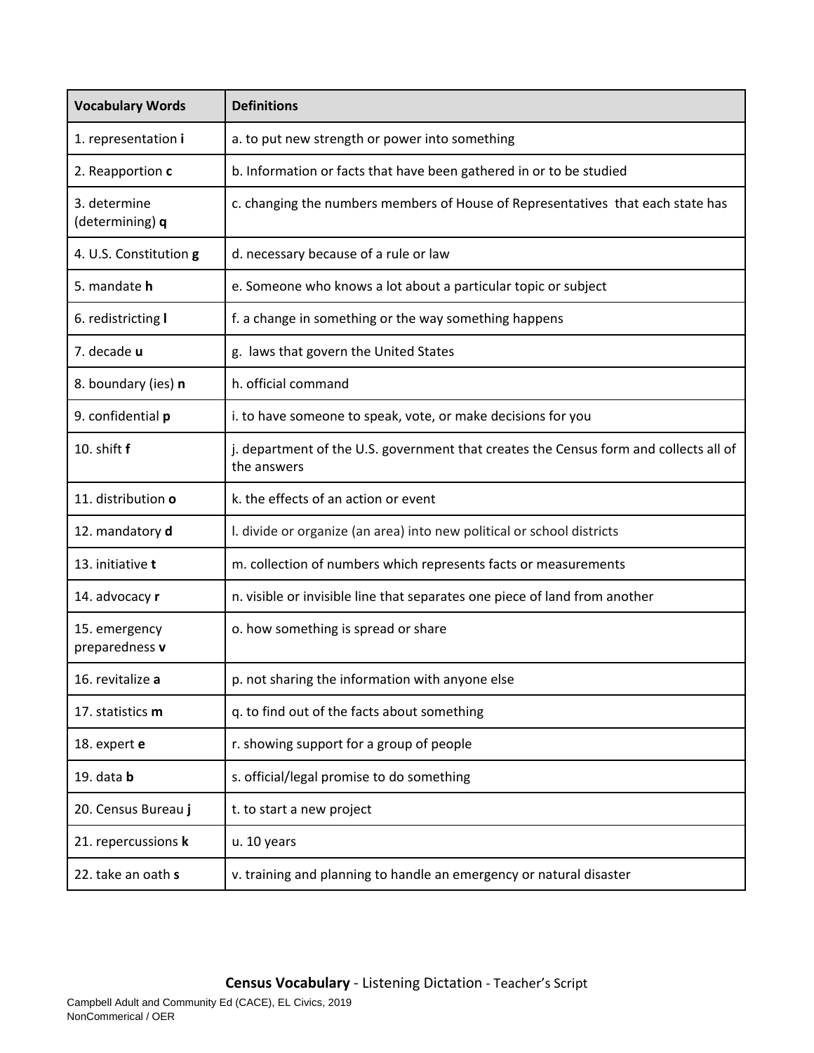| Vocabulary Words | Definitions |
|---|---|
| 1. representation **i** | a. to put new strength or power into something |
| 2. Reapportion **c** | b. Information or facts that have been gathered in or to be studied |
| 3. determine (determining) **q** | c. changing the numbers members of House of Representatives that each state has |
| 4. U.S. Constitution **g** | d. necessary because of a rule or law |
| 5. mandate **h** | e. Someone who knows a lot about a particular topic or subject |
| 6. redistricting **l** | f. a change in something or the way something happens |
| 7. decade **u** | g. laws that govern the United States |
| 8. boundary (ies) **n** | h. official command |
| 9. confidential **p** | i. to have someone to speak, vote, or make decisions for you |
| 10. shift **f** | j. department of the U.S. government that creates the Census form and collects all of the answers |
| 11. distribution **o** | k. the effects of an action or event |
| 12. mandatory **d** | l. divide or organize (an area) into new political or school districts |
| 13. initiative **t** | m. collection of numbers which represents facts or measurements |
| 14. advocacy **r** | n. visible or invisible line that separates one piece of land from another |
| 15. emergency preparedness **v** | o. how something is spread or share |
| 16. revitalize **a** | p. not sharing the information with anyone else |
| 17. statistics **m** | q. to find out of the facts about something |
| 18. expert **e** | r. showing support for a group of people |
| 19. data **b** | s. official/legal promise to do something |
| 20. Census Bureau **j** | t. to start a new project |
| 21. repercussions **k** | u. 10 years |
| 22. take an oath **s** | v. training and planning to handle an emergency or natural disaster |

**Census Vocabulary** - Listening Dictation - Teacher's Script

Campbell Adult and Community Ed (CACE), EL Civics, 2019
NonCommerical / OER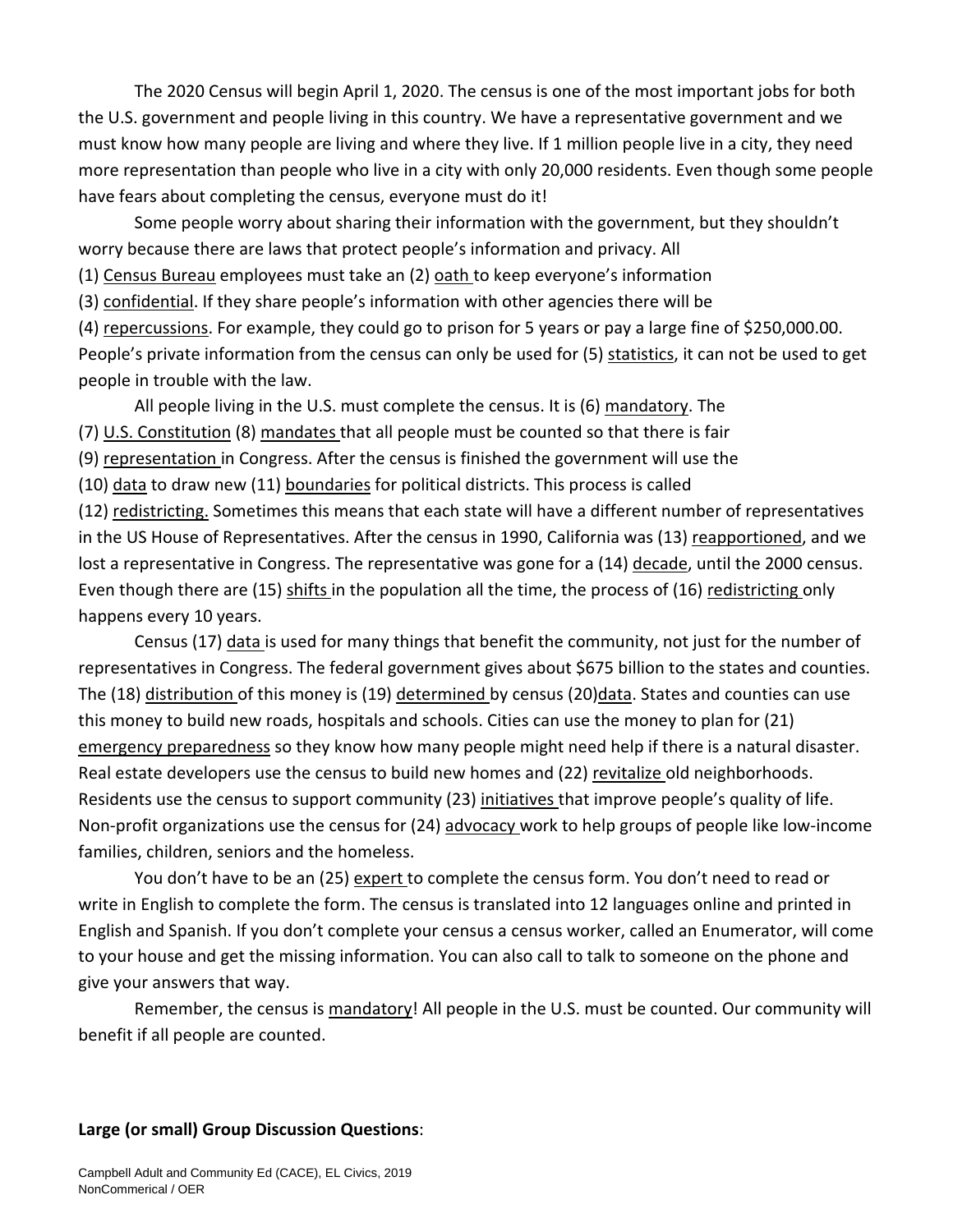The 2020 Census will begin April 1, 2020. The census is one of the most important jobs for both the U.S. government and people living in this country. We have a representative government and we must know how many people are living and where they live. If 1 million people live in a city, they need more representation than people who live in a city with only 20,000 residents. Even though some people have fears about completing the census, everyone must do it!

Some people worry about sharing their information with the government, but they shouldn't worry because there are laws that protect people's information and privacy. All (1) <u>Census Bureau</u> employees must take an (2) <u>oath</u> to keep everyone's information (3) <u>confidential</u>. If they share people's information with other agencies there will be (4) <u>repercussions</u>. For example, they could go to prison for 5 years or pay a large fine of $250,000.00. People's private information from the census can only be used for (5) <u>statistics</u>, it can not be used to get people in trouble with the law.

All people living in the U.S. must complete the census. It is (6) <u>mandatory</u>. The (7) <u>U.S. Constitution</u> (8) <u>mandates</u> that all people must be counted so that there is fair (9) <u>representation</u> in Congress. After the census is finished the government will use the (10) <u>data</u> to draw new (11) <u>boundaries</u> for political districts. This process is called (12) <u>redistricting.</u> Sometimes this means that each state will have a different number of representatives in the US House of Representatives. After the census in 1990, California was (13) <u>reapportioned</u>, and we lost a representative in Congress. The representative was gone for a (14) <u>decade</u>, until the 2000 census. Even though there are (15) <u>shifts</u> in the population all the time, the process of (16) <u>redistricting</u> only happens every 10 years.

Census (17) <u>data</u> is used for many things that benefit the community, not just for the number of representatives in Congress. The federal government gives about $675 billion to the states and counties. The (18) <u>distribution</u> of this money is (19) <u>determined</u> by census (20)<u>data</u>. States and counties can use this money to build new roads, hospitals and schools. Cities can use the money to plan for (21) <u>emergency preparedness</u> so they know how many people might need help if there is a natural disaster. Real estate developers use the census to build new homes and (22) <u>revitalize</u> old neighborhoods. Residents use the census to support community (23) <u>initiatives</u> that improve people's quality of life. Non-profit organizations use the census for (24) <u>advocacy</u> work to help groups of people like low-income families, children, seniors and the homeless.

You don't have to be an (25) <u>expert</u> to complete the census form. You don't need to read or write in English to complete the form. The census is translated into 12 languages online and printed in English and Spanish. If you don't complete your census a census worker, called an Enumerator, will come to your house and get the missing information. You can also call to talk to someone on the phone and give your answers that way.

Remember, the census is <u>mandatory</u>! All people in the U.S. must be counted. Our community will benefit if all people are counted.

**Large (or small) Group Discussion Questions**: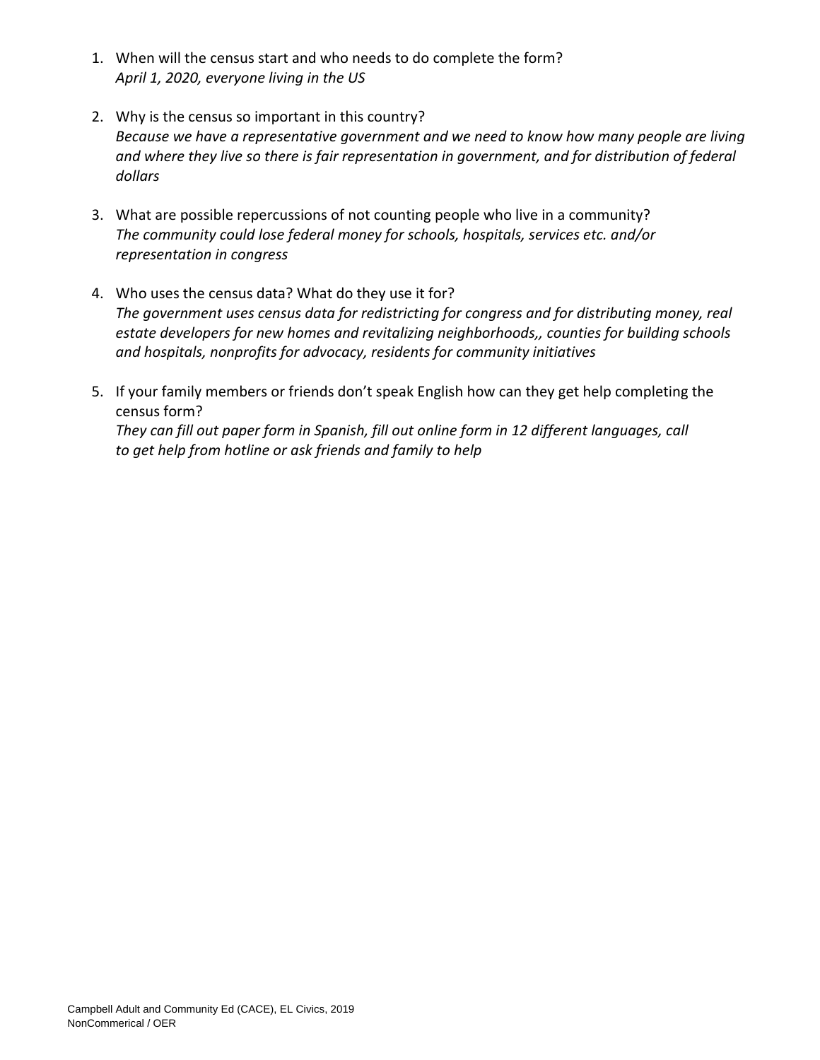1. When will the census start and who needs to do complete the form?
   *April 1, 2020, everyone living in the US*

2. Why is the census so important in this country?
   *Because we have a representative government and we need to know how many people are living and where they live so there is fair representation in government, and for distribution of federal dollars*

3. What are possible repercussions of not counting people who live in a community?
   *The community could lose federal money for schools, hospitals, services etc. and/or representation in congress*

4. Who uses the census data? What do they use it for?
   *The government uses census data for redistricting for congress and for distributing money, real estate developers for new homes and revitalizing neighborhoods,, counties for building schools and hospitals, nonprofits for advocacy, residents for community initiatives*

5. If your family members or friends don't speak English how can they get help completing the census form?
   *They can fill out paper form in Spanish, fill out online form in 12 different languages, call to get help from hotline or ask friends and family to help*

Campbell Adult and Community Ed (CACE), EL Civics, 2019
NonCommerical / OER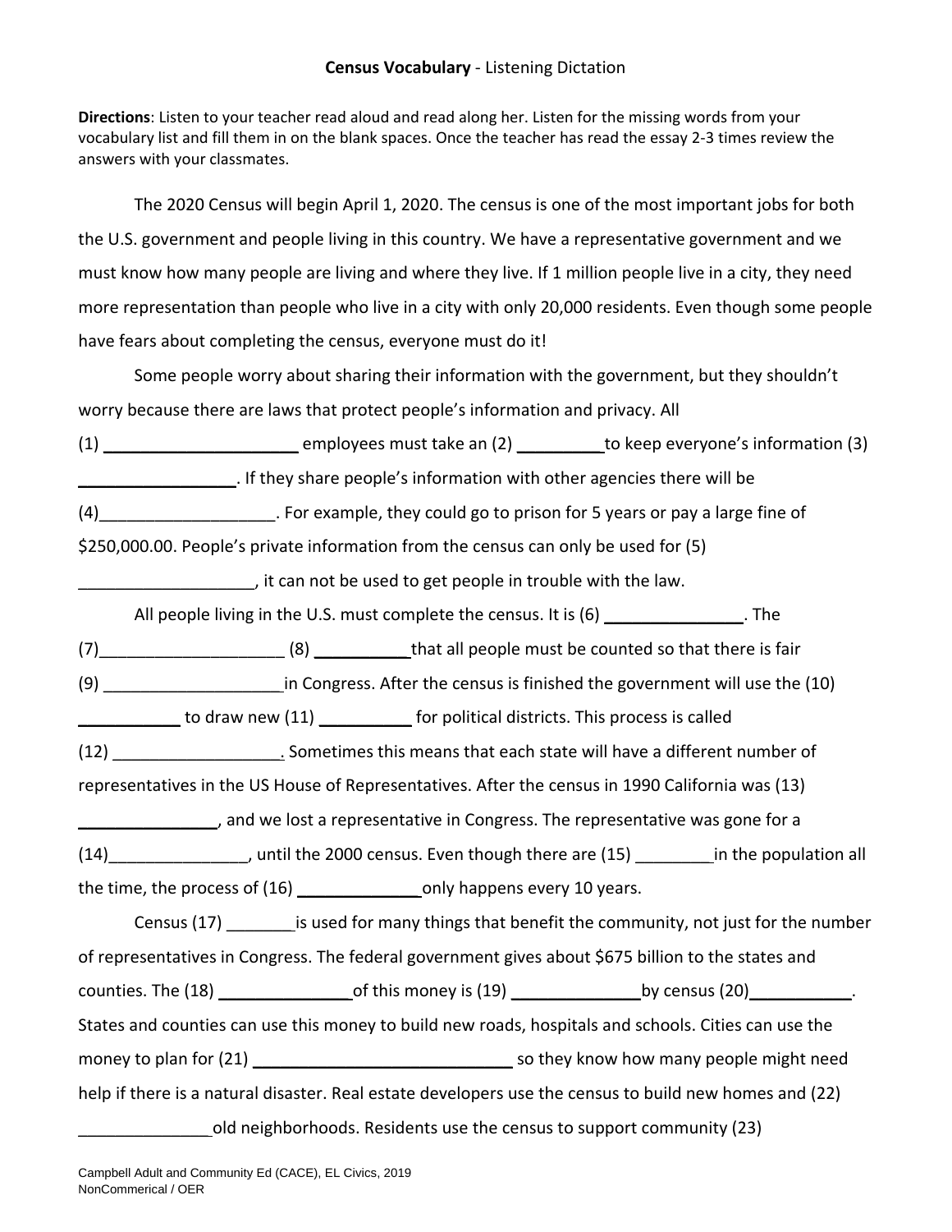**Census Vocabulary** - Listening Dictation

**Directions**: Listen to your teacher read aloud and read along her. Listen for the missing words from your vocabulary list and fill them in on the blank spaces. Once the teacher has read the essay 2-3 times review the answers with your classmates.

The 2020 Census will begin April 1, 2020. The census is one of the most important jobs for both the U.S. government and people living in this country. We have a representative government and we must know how many people are living and where they live. If 1 million people live in a city, they need more representation than people who live in a city with only 20,000 residents. Even though some people have fears about completing the census, everyone must do it!

Some people worry about sharing their information with the government, but they shouldn't worry because there are laws that protect people's information and privacy. All (1) ____________________ employees must take an (2) _________to keep everyone's information (3) ________________. If they share people's information with other agencies there will be (4)__________________. For example, they could go to prison for 5 years or pay a large fine of $250,000.00. People's private information from the census can only be used for (5) __________________, it can not be used to get people in trouble with the law.

All people living in the U.S. must complete the census. It is (6) ______________. The (7)___________________ (8) __________that all people must be counted so that there is fair (9) ___________________in Congress. After the census is finished the government will use the (10) __________ to draw new (11) __________ for political districts. This process is called (12) _________________. Sometimes this means that each state will have a different number of representatives in the US House of Representatives. After the census in 1990 California was (13) ______________, and we lost a representative in Congress. The representative was gone for a (14)______________, until the 2000 census. Even though there are (15) ________in the population all the time, the process of (16) _____________only happens every 10 years.

Census (17) _______is used for many things that benefit the community, not just for the number of representatives in Congress. The federal government gives about $675 billion to the states and counties. The (18) ______________of this money is (19) ______________by census (20)__________. States and counties can use this money to build new roads, hospitals and schools. Cities can use the money to plan for (21) ____________________________ so they know how many people might need help if there is a natural disaster. Real estate developers use the census to build new homes and (22) ______________old neighborhoods. Residents use the census to support community (23)

Campbell Adult and Community Ed (CACE), EL Civics, 2019
NonCommerical / OER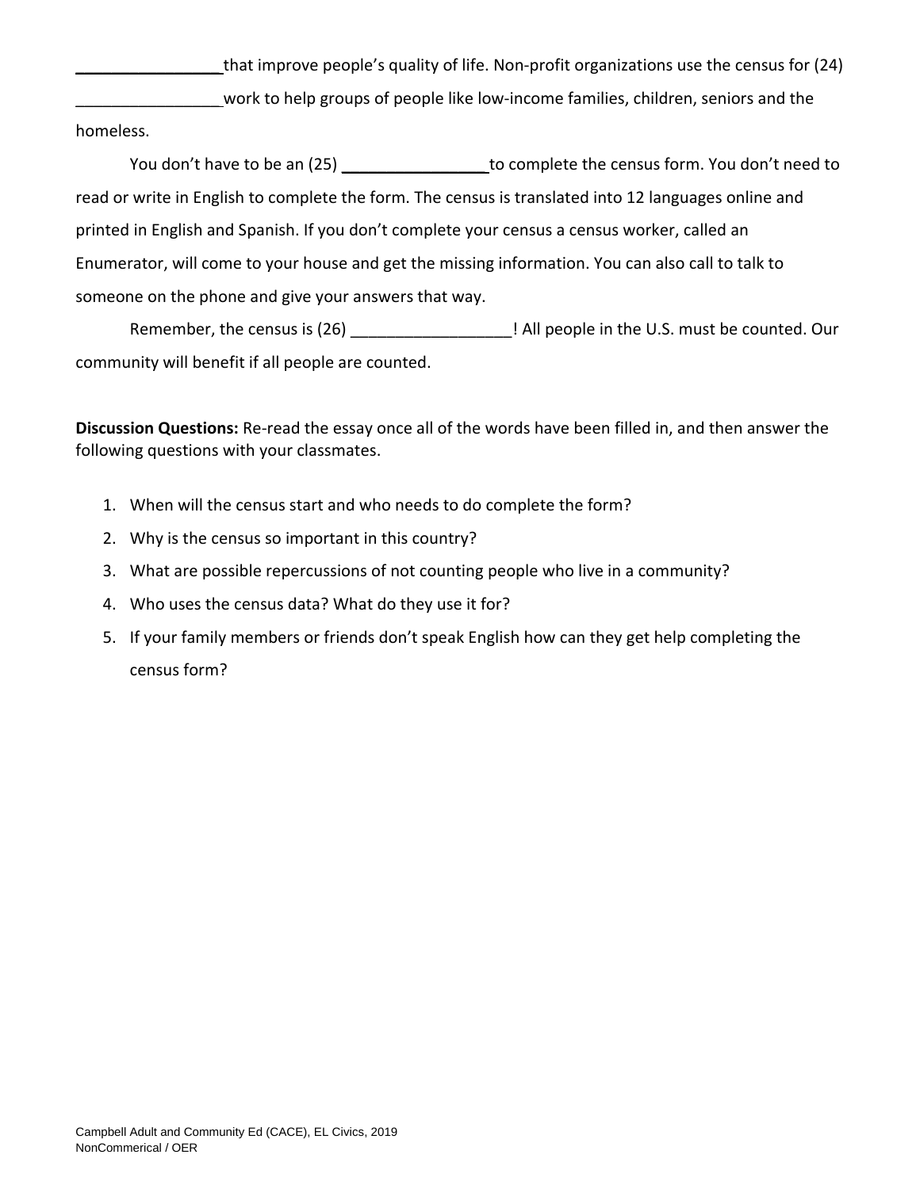________________that improve people's quality of life. Non-profit organizations use the census for (24) ________________work to help groups of people like low-income families, children, seniors and the homeless.

You don't have to be an (25) ________________to complete the census form. You don't need to read or write in English to complete the form. The census is translated into 12 languages online and printed in English and Spanish. If you don't complete your census a census worker, called an Enumerator, will come to your house and get the missing information. You can also call to talk to someone on the phone and give your answers that way.

Remember, the census is (26) _________________! All people in the U.S. must be counted. Our community will benefit if all people are counted.

**Discussion Questions:** Re-read the essay once all of the words have been filled in, and then answer the following questions with your classmates.

1. When will the census start and who needs to do complete the form?
2. Why is the census so important in this country?
3. What are possible repercussions of not counting people who live in a community?
4. Who uses the census data? What do they use it for?
5. If your family members or friends don't speak English how can they get help completing the census form?